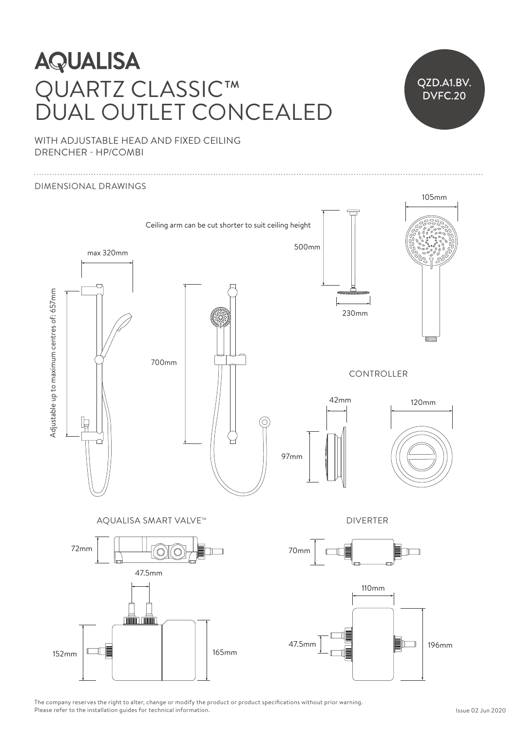# AQUALISA

# QUARTZ CLASSIC™ DUAL OUTLET CONCEALED

QZD.A1.BV.DVFC.20

WITH ADJUSTABLE HEAD AND FIXED CEILING DRENCHER - HP/COMBI

## DIMENSIONAL DRAWINGS

Ceiling arm can be cut shorter to suit ceiling height

500mm

230mm

105mm

max 320mm

Adjustable up to maximum centres of: 657mm

700mm

CONTROLLER

42mm

120mm

97mm

AQUALISA SMART VALVE™

72mm

47.5mm

152mm

165mm

DIVERTER

70mm

110mm

47.5mm

196mm

The company reserves the right to alter, change or modify the product or product specifications without prior warning.
Please refer to the installation guides for technical information.

Issue 02 Jun 2020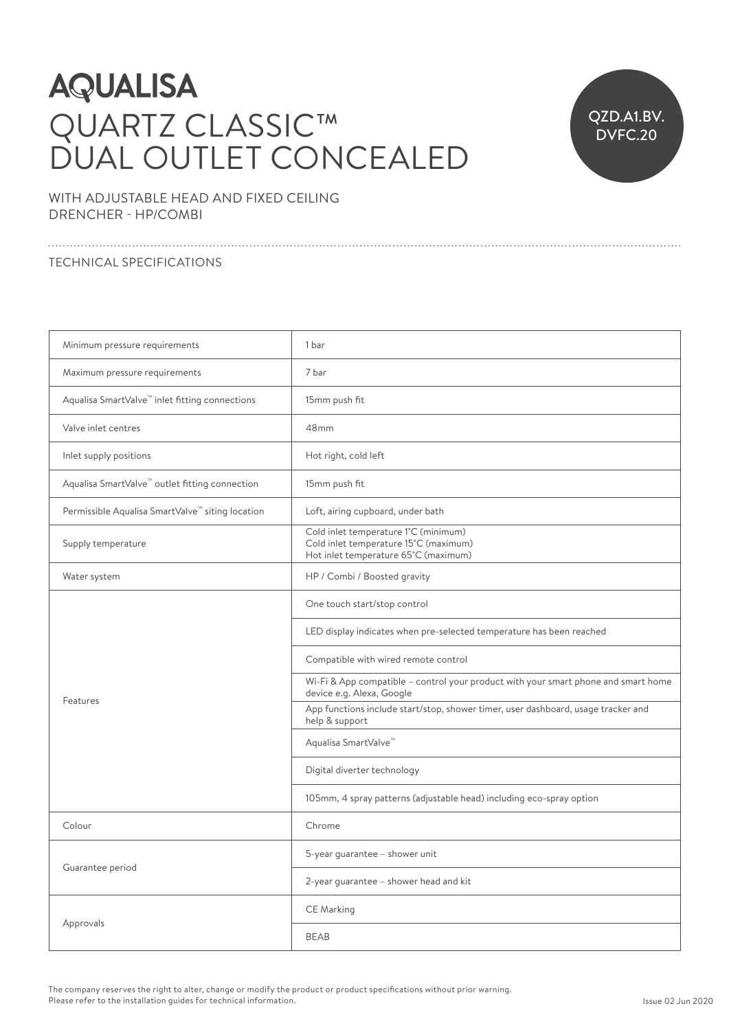# AQUALISA

# QUARTZ CLASSIC™ DUAL OUTLET CONCEALED

QZD.A1.BV.DVFC.20

WITH ADJUSTABLE HEAD AND FIXED CEILING DRENCHER - HP/COMBI

## TECHNICAL SPECIFICATIONS

| | |
|---|---|
| Minimum pressure requirements | 1 bar |
| Maximum pressure requirements | 7 bar |
| Aqualisa SmartValve™ inlet fitting connections | 15mm push fit |
| Valve inlet centres | 48mm |
| Inlet supply positions | Hot right, cold left |
| Aqualisa SmartValve™ outlet fitting connection | 15mm push fit |
| Permissible Aqualisa SmartValve™ siting location | Loft, airing cupboard, under bath |
| Supply temperature | Cold inlet temperature 1°C (minimum)<br>Cold inlet temperature 15°C (maximum)<br>Hot inlet temperature 65°C (maximum) |
| Water system | HP / Combi / Boosted gravity |
| Features | One touch start/stop control |
| | LED display indicates when pre-selected temperature has been reached |
| | Compatible with wired remote control |
| | Wi-Fi & App compatible – control your product with your smart phone and smart home device e.g. Alexa, Google |
| | App functions include start/stop, shower timer, user dashboard, usage tracker and help & support |
| | Aqualisa SmartValve™ |
| | Digital diverter technology |
| | 105mm, 4 spray patterns (adjustable head) including eco-spray option |
| Colour | Chrome |
| Guarantee period | 5-year guarantee – shower unit |
| | 2-year guarantee – shower head and kit |
| Approvals | CE Marking |
| | BEAB |

The company reserves the right to alter, change or modify the product or product specifications without prior warning.
Please refer to the installation guides for technical information.

Issue 02 Jun 2020